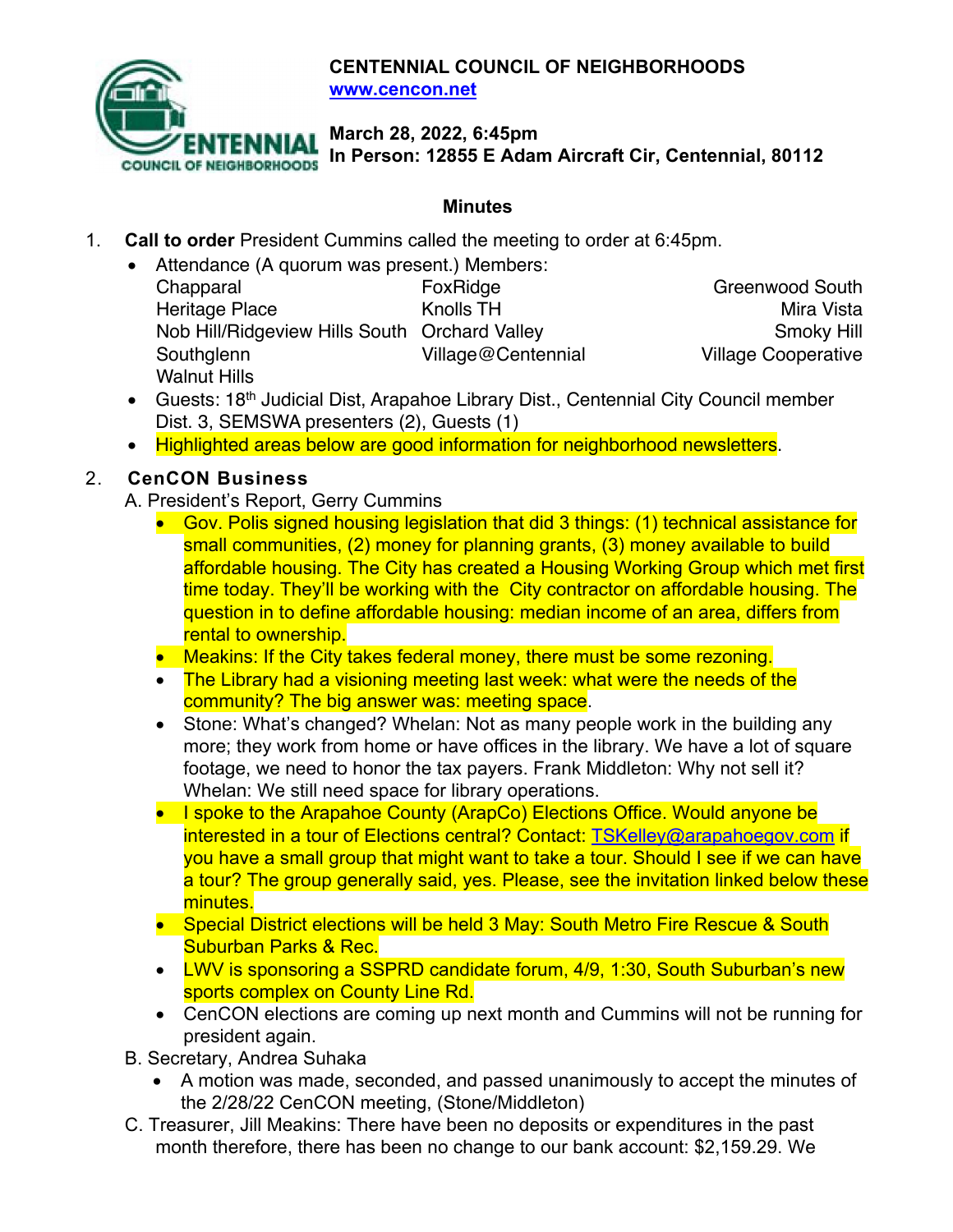# CENTENNIAL COUNCIL OF NEIGHBORHOODS

[www.cencon.net](http://www.cencon.net)

**March 28, 2022, 6:45pm**
**In Person: 12855 E Adam Aircraft Cir, Centennial, 80112**

## Minutes

1. **Call to order** President Cummins called the meeting to order at 6:45pm.
   - Attendance (A quorum was present.) Members:

     | | | |
     |---|---|---|
     | Chapparal | FoxRidge | Greenwood South |
     | Heritage Place | Knolls TH | Mira Vista |
     | Nob Hill/Ridgeview Hills South | Orchard Valley | Smoky Hill |
     | Southglenn | Village@Centennial | Village Cooperative |
     | Walnut Hills | | |

   - Guests: 18th Judicial Dist, Arapahoe Library Dist., Centennial City Council member Dist. 3, SEMSWA presenters (2), Guests (1)
   - Highlighted areas below are good information for neighborhood newsletters.

2. **CenCON Business**

   A. President's Report, Gerry Cummins
   - Gov. Polis signed housing legislation that did 3 things: (1) technical assistance for small communities, (2) money for planning grants, (3) money available to build affordable housing. The City has created a Housing Working Group which met first time today. They'll be working with the City contractor on affordable housing. The question in to define affordable housing: median income of an area, differs from rental to ownership.
   - Meakins: If the City takes federal money, there must be some rezoning.
   - The Library had a visioning meeting last week: what were the needs of the community? The big answer was: meeting space.
   - Stone: What's changed? Whelan: Not as many people work in the building any more; they work from home or have offices in the library. We have a lot of square footage, we need to honor the tax payers. Frank Middleton: Why not sell it? Whelan: We still need space for library operations.
   - I spoke to the Arapahoe County (ArapCo) Elections Office. Would anyone be interested in a tour of Elections central? Contact: [TSKelley@arapahoegov.com](mailto:TSKelley@arapahoegov.com) if you have a small group that might want to take a tour. Should I see if we can have a tour? The group generally said, yes. Please, see the invitation linked below these minutes.
   - Special District elections will be held 3 May: South Metro Fire Rescue & South Suburban Parks & Rec.
   - LWV is sponsoring a SSPRD candidate forum, 4/9, 1:30, South Suburban's new sports complex on County Line Rd.
   - CenCON elections are coming up next month and Cummins will not be running for president again.

   B. Secretary, Andrea Suhaka
   - A motion was made, seconded, and passed unanimously to accept the minutes of the 2/28/22 CenCON meeting, (Stone/Middleton)

   C. Treasurer, Jill Meakins: There have been no deposits or expenditures in the past month therefore, there has been no change to our bank account: $2,159.29. We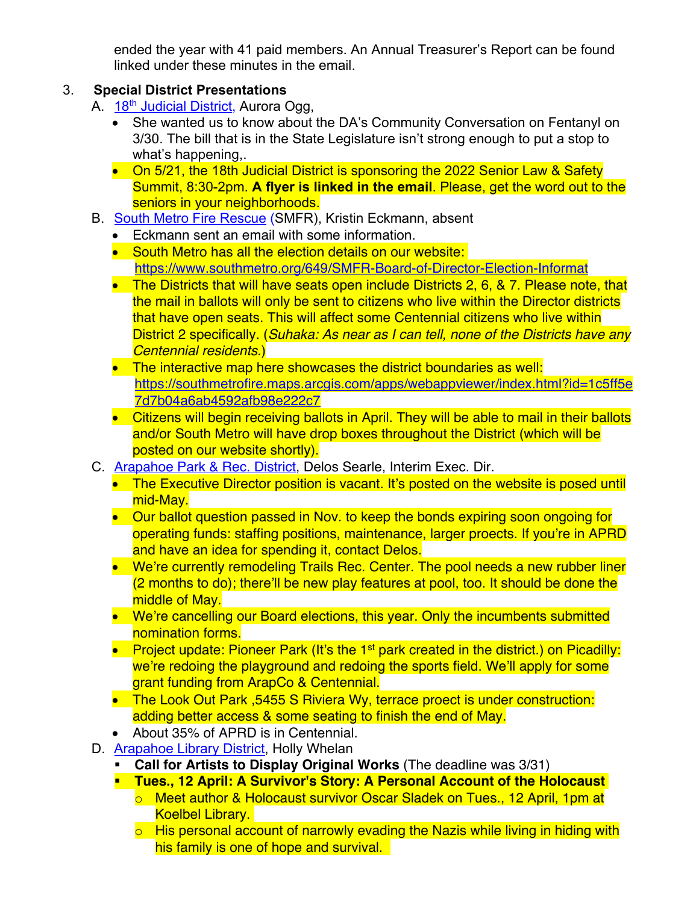ended the year with 41 paid members. An Annual Treasurer's Report can be found linked under these minutes in the email.

3. **Special District Presentations**
   A. 18th Judicial District, Aurora Ogg,
      - She wanted us to know about the DA's Community Conversation on Fentanyl on 3/30. The bill that is in the State Legislature isn't strong enough to put a stop to what's happening,.
      - On 5/21, the 18th Judicial District is sponsoring the 2022 Senior Law & Safety Summit, 8:30-2pm. **A flyer is linked in the email**. Please, get the word out to the seniors in your neighborhoods.

   B. South Metro Fire Rescue (SMFR), Kristin Eckmann, absent
      - Eckmann sent an email with some information.
      - South Metro has all the election details on our website: https://www.southmetro.org/649/SMFR-Board-of-Director-Election-Informat
      - The Districts that will have seats open include Districts 2, 6, & 7. Please note, that the mail in ballots will only be sent to citizens who live within the Director districts that have open seats. This will affect some Centennial citizens who live within District 2 specifically. (*Suhaka: As near as I can tell, none of the Districts have any Centennial residents.*)
      - The interactive map here showcases the district boundaries as well: https://southmetrofire.maps.arcgis.com/apps/webappviewer/index.html?id=1c5ff5e7d7b04a6ab4592afb98e222c7
      - Citizens will begin receiving ballots in April. They will be able to mail in their ballots and/or South Metro will have drop boxes throughout the District (which will be posted on our website shortly).

   C. Arapahoe Park & Rec. District, Delos Searle, Interim Exec. Dir.
      - The Executive Director position is vacant. It's posted on the website is posed until mid-May.
      - Our ballot question passed in Nov. to keep the bonds expiring soon ongoing for operating funds: staffing positions, maintenance, larger proects. If you're in APRD and have an idea for spending it, contact Delos.
      - We're currently remodeling Trails Rec. Center. The pool needs a new rubber liner (2 months to do); there'll be new play features at pool, too. It should be done the middle of May.
      - We're cancelling our Board elections, this year. Only the incumbents submitted nomination forms.
      - Project update: Pioneer Park (It's the 1st park created in the district.) on Picadilly: we're redoing the playground and redoing the sports field. We'll apply for some grant funding from ArapCo & Centennial.
      - The Look Out Park ,5455 S Riviera Wy, terrace proect is under construction: adding better access & some seating to finish the end of May.
      - About 35% of APRD is in Centennial.

   D. Arapahoe Library District, Holly Whelan
      - **Call for Artists to Display Original Works** (The deadline was 3/31)
      - **Tues., 12 April: A Survivor's Story: A Personal Account of the Holocaust**
         - Meet author & Holocaust survivor Oscar Sladek on Tues., 12 April, 1pm at Koelbel Library.
         - His personal account of narrowly evading the Nazis while living in hiding with his family is one of hope and survival.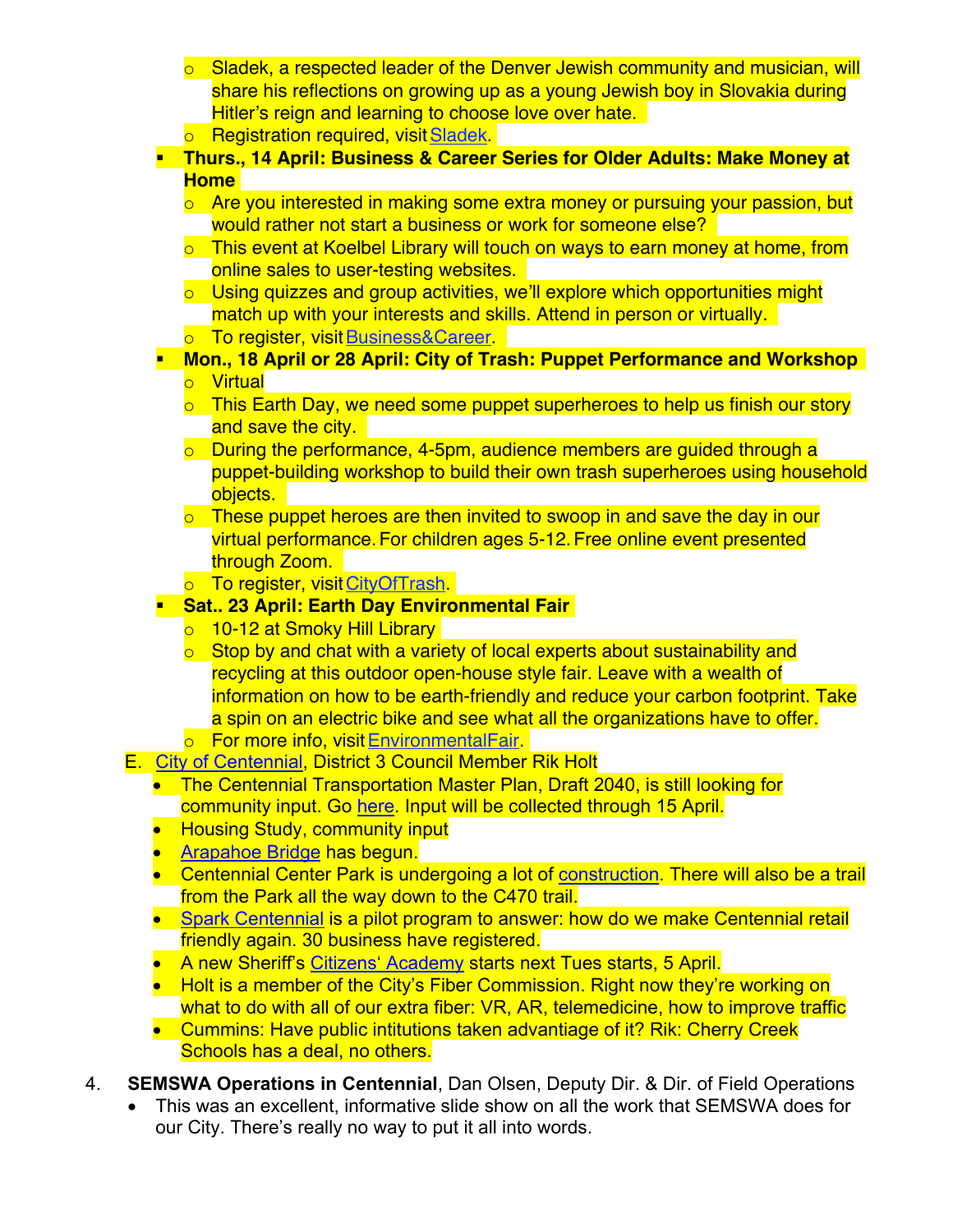- Sladek, a respected leader of the Denver Jewish community and musician, will share his reflections on growing up as a young Jewish boy in Slovakia during Hitler's reign and learning to choose love over hate.
   - Registration required, visit Sladek.
- **Thurs., 14 April: Business & Career Series for Older Adults: Make Money at Home**
   - Are you interested in making some extra money or pursuing your passion, but would rather not start a business or work for someone else?
   - This event at Koelbel Library will touch on ways to earn money at home, from online sales to user-testing websites.
   - Using quizzes and group activities, we'll explore which opportunities might match up with your interests and skills. Attend in person or virtually.
   - To register, visit Business&Career.
- **Mon., 18 April or 28 April: City of Trash: Puppet Performance and Workshop**
   - Virtual
   - This Earth Day, we need some puppet superheroes to help us finish our story and save the city.
   - During the performance, 4-5pm, audience members are guided through a puppet-building workshop to build their own trash superheroes using household objects.
   - These puppet heroes are then invited to swoop in and save the day in our virtual performance. For children ages 5-12. Free online event presented through Zoom.
   - To register, visit CityOfTrash.
- **Sat.. 23 April: Earth Day Environmental Fair**
   - 10-12 at Smoky Hill Library
   - Stop by and chat with a variety of local experts about sustainability and recycling at this outdoor open-house style fair. Leave with a wealth of information on how to be earth-friendly and reduce your carbon footprint. Take a spin on an electric bike and see what all the organizations have to offer.
   - For more info, visit EnvironmentalFair.

E. City of Centennial, District 3 Council Member Rik Holt
- The Centennial Transportation Master Plan, Draft 2040, is still looking for community input. Go here. Input will be collected through 15 April.
- Housing Study, community input
- Arapahoe Bridge has begun.
- Centennial Center Park is undergoing a lot of construction. There will also be a trail from the Park all the way down to the C470 trail.
- Spark Centennial is a pilot program to answer: how do we make Centennial retail friendly again. 30 business have registered.
- A new Sheriff's Citizens' Academy starts next Tues starts, 5 April.
- Holt is a member of the City's Fiber Commission. Right now they're working on what to do with all of our extra fiber: VR, AR, telemedicine, how to improve traffic
- Cummins: Have public intitutions taken advantiage of it? Rik: Cherry Creek Schools has a deal, no others.

4. **SEMSWA Operations in Centennial**, Dan Olsen, Deputy Dir. & Dir. of Field Operations
- This was an excellent, informative slide show on all the work that SEMSWA does for our City. There's really no way to put it all into words.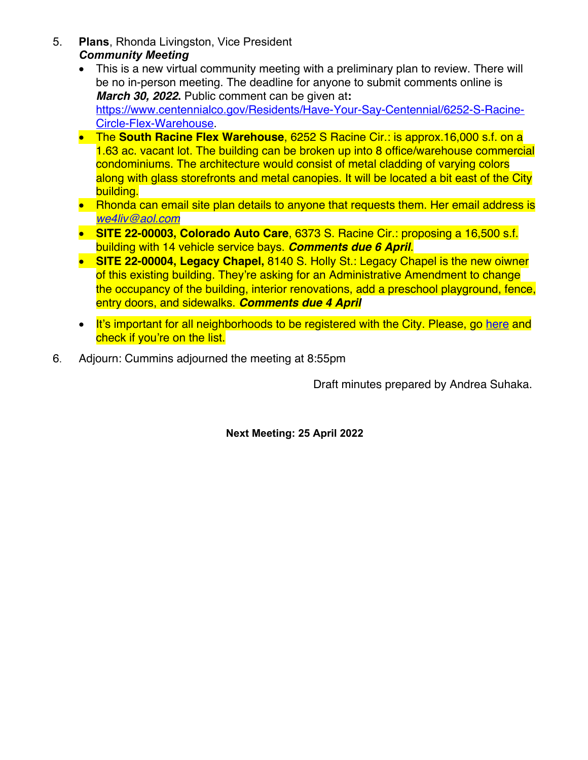5. **Plans**, Rhonda Livingston, Vice President
   ***Community Meeting***
   - This is a new virtual community meeting with a preliminary plan to review. There will be no in-person meeting. The deadline for anyone to submit comments online is ***March 30, 2022***. Public comment can be given at**:** [https://www.centennialco.gov/Residents/Have-Your-Say-Centennial/6252-S-Racine-Circle-Flex-Warehouse](https://www.centennialco.gov/Residents/Have-Your-Say-Centennial/6252-S-Racine-Circle-Flex-Warehouse).
   - The **South Racine Flex Warehouse**, 6252 S Racine Cir.: is approx.16,000 s.f. on a 1.63 ac. vacant lot. The building can be broken up into 8 office/warehouse commercial condominiums. The architecture would consist of metal cladding of varying colors along with glass storefronts and metal canopies. It will be located a bit east of the City building.
   - Rhonda can email site plan details to anyone that requests them. Her email address is *we4liv@aol.com*
   - **SITE 22-00003, Colorado Auto Care**, 6373 S. Racine Cir.: proposing a 16,500 s.f. building with 14 vehicle service bays. ***Comments due 6 April***.
   - **SITE 22-00004, Legacy Chapel,** 8140 S. Holly St.: Legacy Chapel is the new oiwner of this existing building. They're asking for an Administrative Amendment to change the occupancy of the building, interior renovations, add a preschool playground, fence, entry doors, and sidewalks. ***Comments due 4 April***
   - It's important for all neighborhoods to be registered with the City. Please, go here and check if you're on the list.

6. Adjourn: Cummins adjourned the meeting at 8:55pm

Draft minutes prepared by Andrea Suhaka.

**Next Meeting: 25 April 2022**